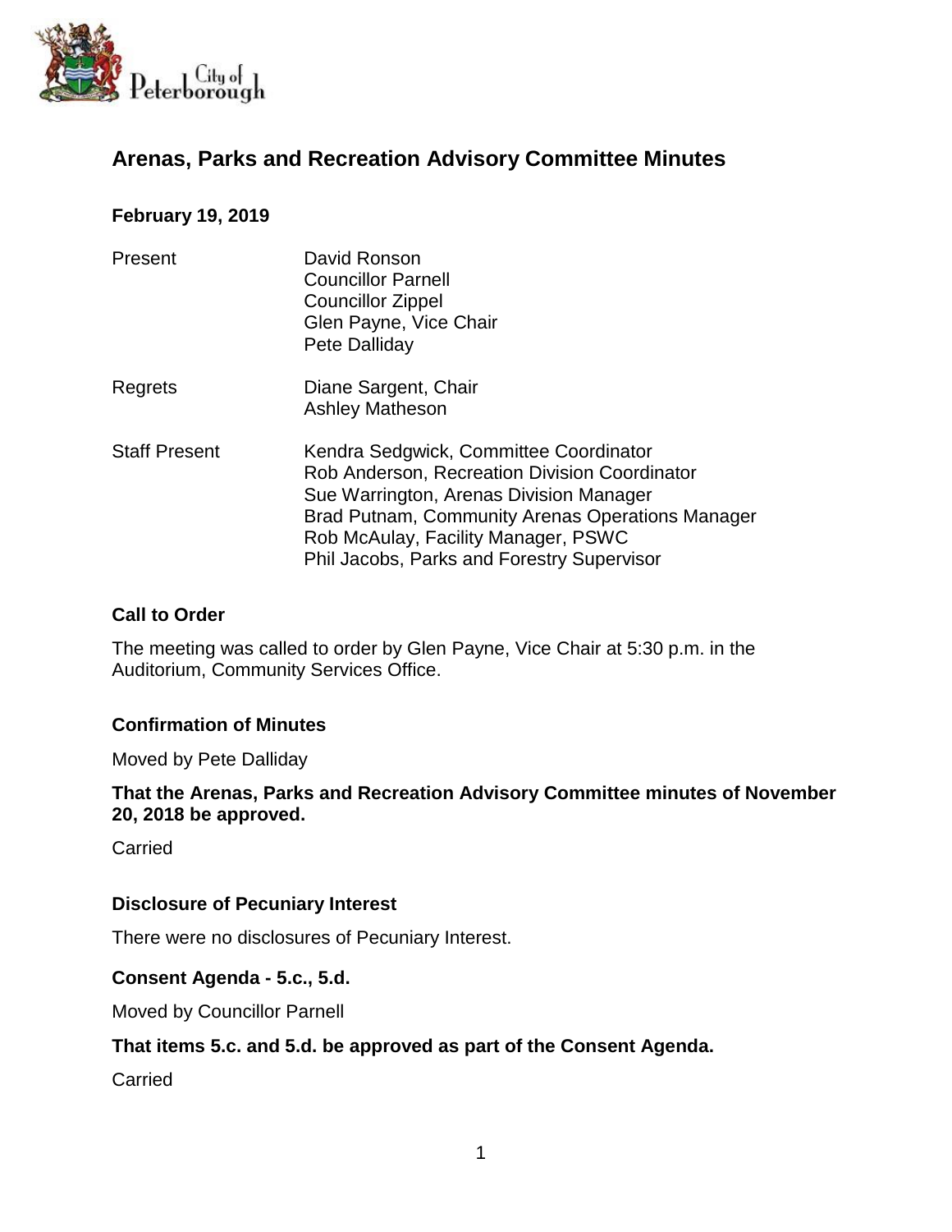City of Peterborough

# Arenas, Parks and Recreation Advisory Committee Minutes

**February 19, 2019**

| | |
|---|---|
| Present | David Ronson<br>Councillor Parnell<br>Councillor Zippel<br>Glen Payne, Vice Chair<br>Pete Dalliday |
| Regrets | Diane Sargent, Chair<br>Ashley Matheson |
| Staff Present | Kendra Sedgwick, Committee Coordinator<br>Rob Anderson, Recreation Division Coordinator<br>Sue Warrington, Arenas Division Manager<br>Brad Putnam, Community Arenas Operations Manager<br>Rob McAulay, Facility Manager, PSWC<br>Phil Jacobs, Parks and Forestry Supervisor |

### Call to Order

The meeting was called to order by Glen Payne, Vice Chair at 5:30 p.m. in the Auditorium, Community Services Office.

### Confirmation of Minutes

Moved by Pete Dalliday

**That the Arenas, Parks and Recreation Advisory Committee minutes of November 20, 2018 be approved.**

Carried

### Disclosure of Pecuniary Interest

There were no disclosures of Pecuniary Interest.

### Consent Agenda - 5.c., 5.d.

Moved by Councillor Parnell

**That items 5.c. and 5.d. be approved as part of the Consent Agenda.**

Carried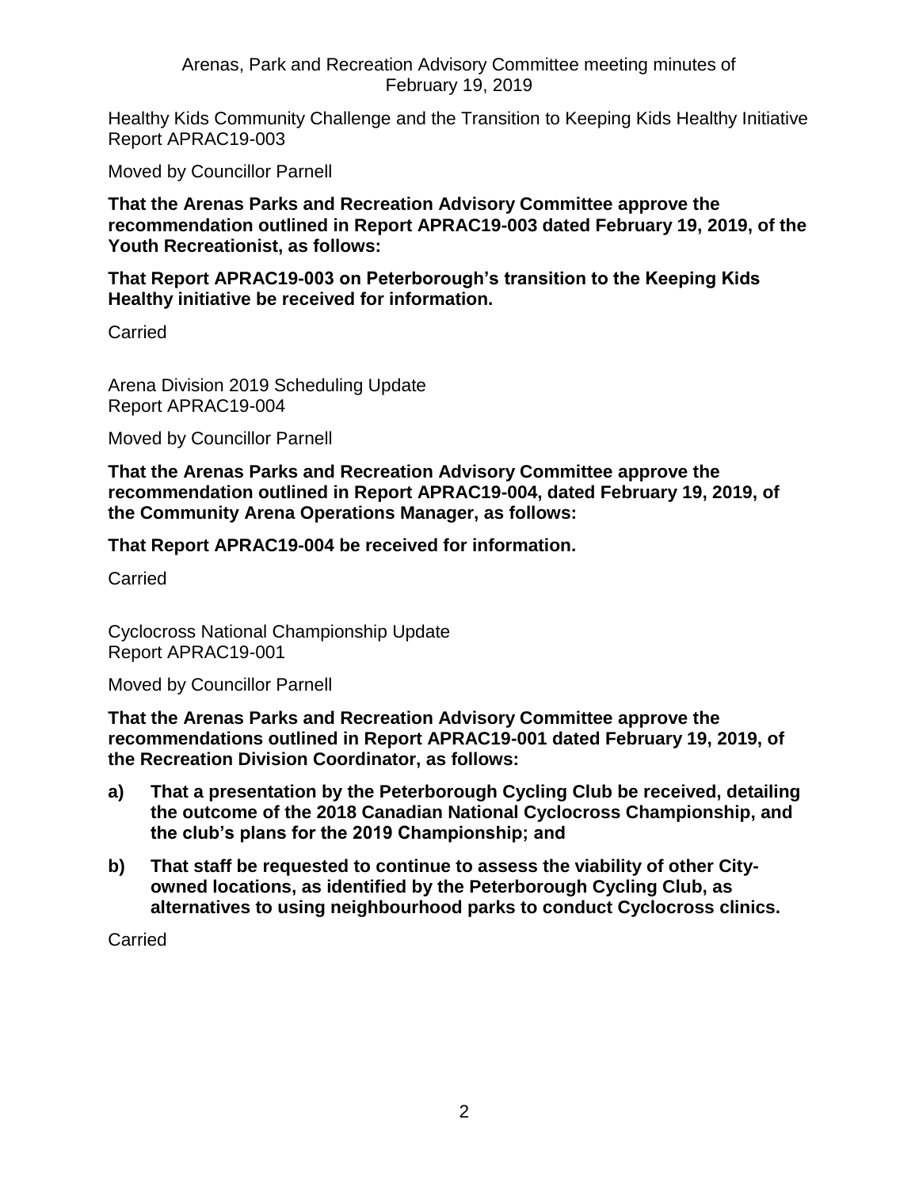Healthy Kids Community Challenge and the Transition to Keeping Kids Healthy Initiative
Report APRAC19-003

Moved by Councillor Parnell

**That the Arenas Parks and Recreation Advisory Committee approve the recommendation outlined in Report APRAC19-003 dated February 19, 2019, of the Youth Recreationist, as follows:**

**That Report APRAC19-003 on Peterborough's transition to the Keeping Kids Healthy initiative be received for information.**

Carried

Arena Division 2019 Scheduling Update
Report APRAC19-004

Moved by Councillor Parnell

**That the Arenas Parks and Recreation Advisory Committee approve the recommendation outlined in Report APRAC19-004, dated February 19, 2019, of the Community Arena Operations Manager, as follows:**

**That Report APRAC19-004 be received for information.**

Carried

Cyclocross National Championship Update
Report APRAC19-001

Moved by Councillor Parnell

**That the Arenas Parks and Recreation Advisory Committee approve the recommendations outlined in Report APRAC19-001 dated February 19, 2019, of the Recreation Division Coordinator, as follows:**

**a) That a presentation by the Peterborough Cycling Club be received, detailing the outcome of the 2018 Canadian National Cyclocross Championship, and the club's plans for the 2019 Championship; and**

**b) That staff be requested to continue to assess the viability of other City-owned locations, as identified by the Peterborough Cycling Club, as alternatives to using neighbourhood parks to conduct Cyclocross clinics.**

Carried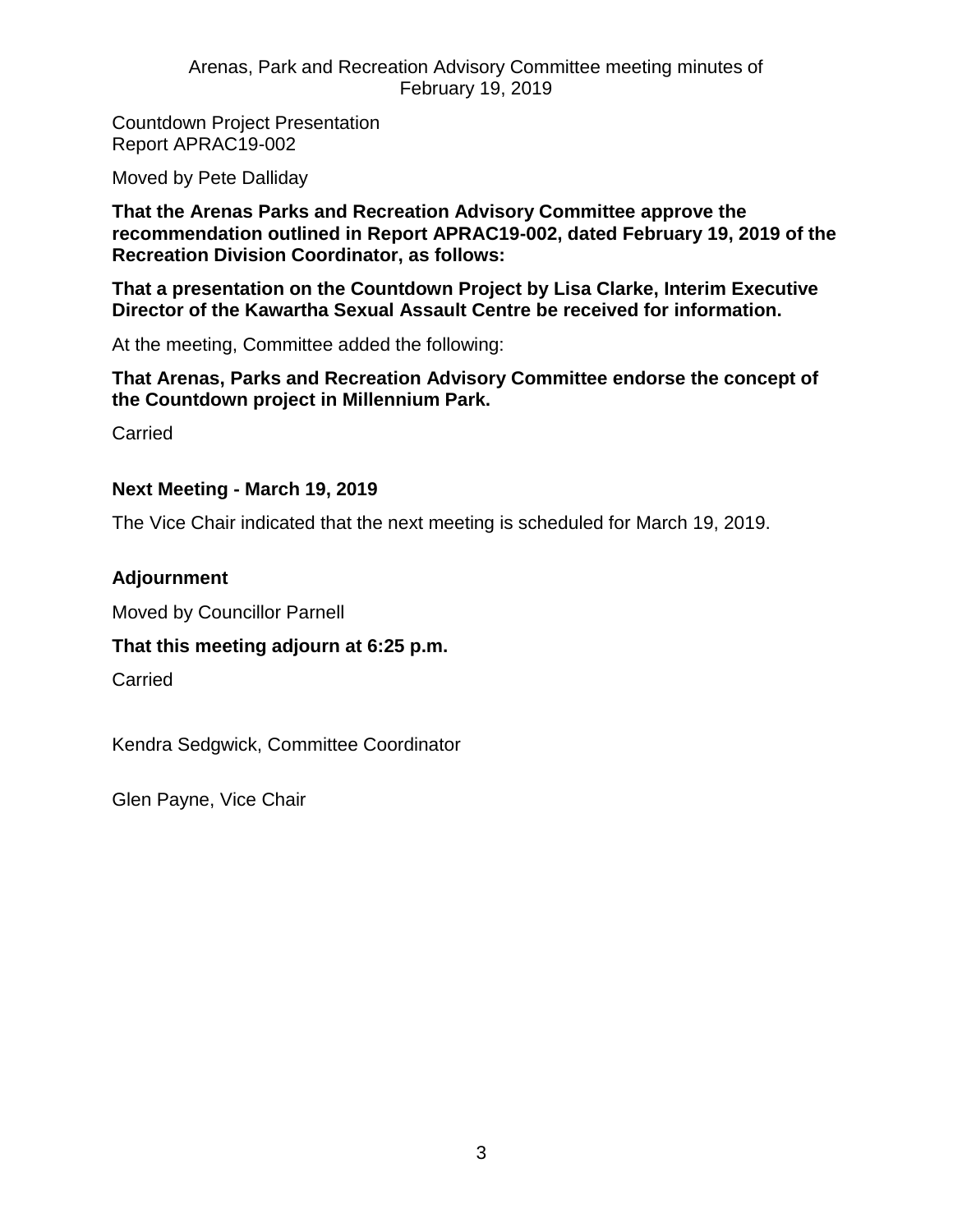Countdown Project Presentation
Report APRAC19-002

Moved by Pete Dalliday

**That the Arenas Parks and Recreation Advisory Committee approve the recommendation outlined in Report APRAC19-002, dated February 19, 2019 of the Recreation Division Coordinator, as follows:**

**That a presentation on the Countdown Project by Lisa Clarke, Interim Executive Director of the Kawartha Sexual Assault Centre be received for information.**

At the meeting, Committee added the following:

**That Arenas, Parks and Recreation Advisory Committee endorse the concept of the Countdown project in Millennium Park.**

Carried

### Next Meeting - March 19, 2019

The Vice Chair indicated that the next meeting is scheduled for March 19, 2019.

### Adjournment

Moved by Councillor Parnell

**That this meeting adjourn at 6:25 p.m.**

Carried

Kendra Sedgwick, Committee Coordinator

Glen Payne, Vice Chair